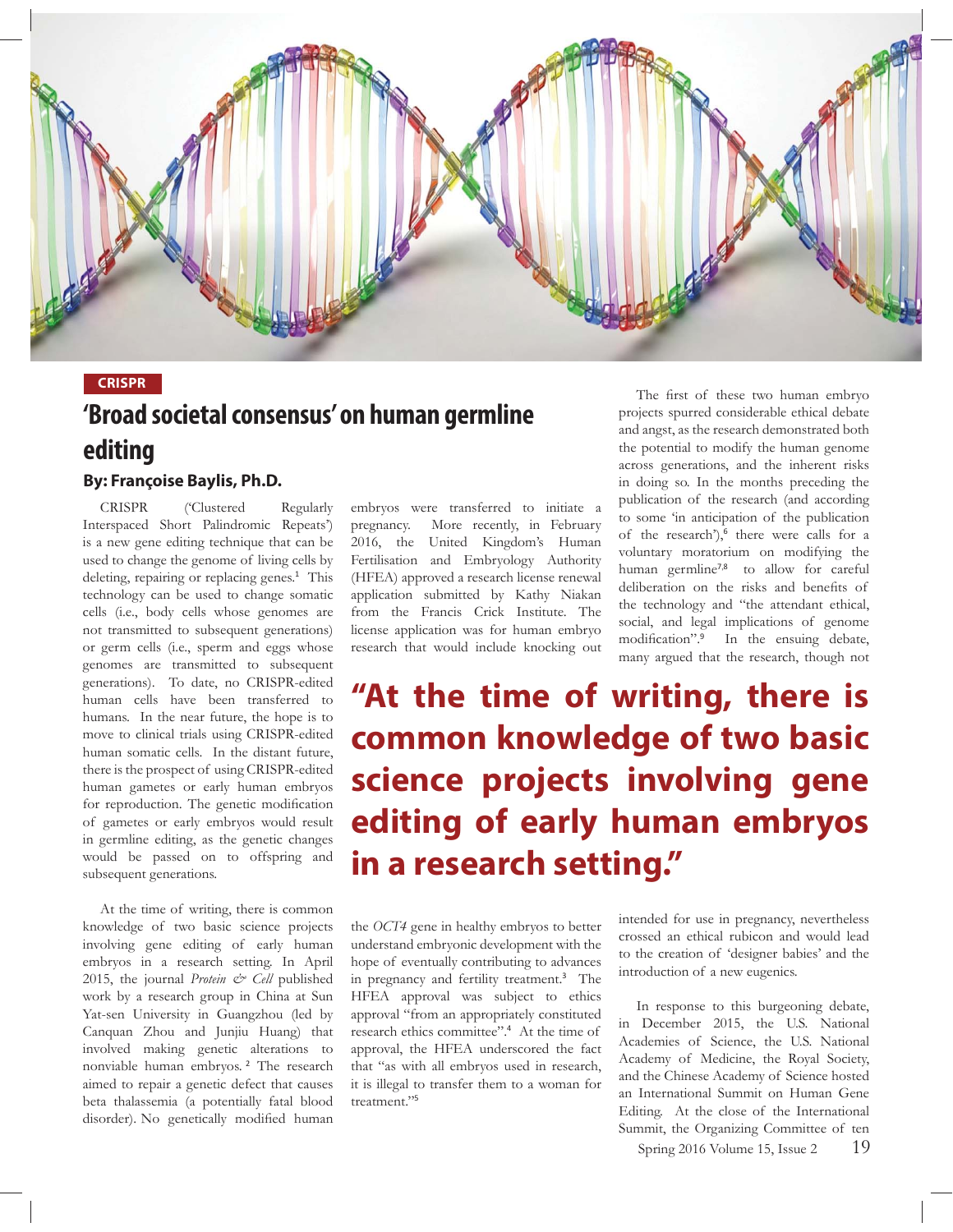CRISPR

# 'Broad societal consensus' on human germline editing

**By: Françoise Baylis, Ph.D.**

CRISPR ('Clustered Regularly Interspaced Short Palindromic Repeats') is a new gene editing technique that can be used to change the genome of living cells by deleting, repairing or replacing genes.[1] This technology can be used to change somatic cells (i.e., body cells whose genomes are not transmitted to subsequent generations) or germ cells (i.e., sperm and eggs whose genomes are transmitted to subsequent generations). To date, no CRISPR-edited human cells have been transferred to humans. In the near future, the hope is to move to clinical trials using CRISPR-edited human somatic cells. In the distant future, there is the prospect of using CRISPR-edited human gametes or early human embryos for reproduction. The genetic modification of gametes or early embryos would result in germline editing, as the genetic changes would be passed on to offspring and subsequent generations.

At the time of writing, there is common knowledge of two basic science projects involving gene editing of early human embryos in a research setting. In April 2015, the journal *Protein & Cell* published work by a research group in China at Sun Yat-sen University in Guangzhou (led by Canquan Zhou and Junjiu Huang) that involved making genetic alterations to nonviable human embryos.[2] The research aimed to repair a genetic defect that causes beta thalassemia (a potentially fatal blood disorder). No genetically modified human embryos were transferred to initiate a pregnancy. More recently, in February 2016, the United Kingdom's Human Fertilisation and Embryology Authority (HFEA) approved a research license renewal application submitted by Kathy Niakan from the Francis Crick Institute. The license application was for human embryo research that would include knocking out the *OCT4* gene in healthy embryos to better understand embryonic development with the hope of eventually contributing to advances in pregnancy and fertility treatment.[3] The HFEA approval was subject to ethics approval "from an appropriately constituted research ethics committee".[4] At the time of approval, the HFEA underscored the fact that "as with all embryos used in research, it is illegal to transfer them to a woman for treatment."[5]

**"At the time of writing, there is common knowledge of two basic science projects involving gene editing of early human embryos in a research setting."**

The first of these two human embryo projects spurred considerable ethical debate and angst, as the research demonstrated both the potential to modify the human genome across generations, and the inherent risks in doing so. In the months preceding the publication of the research (and according to some 'in anticipation of the publication of the research'),[6] there were calls for a voluntary moratorium on modifying the human germline[7,8] to allow for careful deliberation on the risks and benefits of the technology and "the attendant ethical, social, and legal implications of genome modification".[9] In the ensuing debate, many argued that the research, though not intended for use in pregnancy, nevertheless crossed an ethical rubicon and would lead to the creation of 'designer babies' and the introduction of a new eugenics.

In response to this burgeoning debate, in December 2015, the U.S. National Academies of Science, the U.S. National Academy of Medicine, the Royal Society, and the Chinese Academy of Science hosted an International Summit on Human Gene Editing. At the close of the International Summit, the Organizing Committee of ten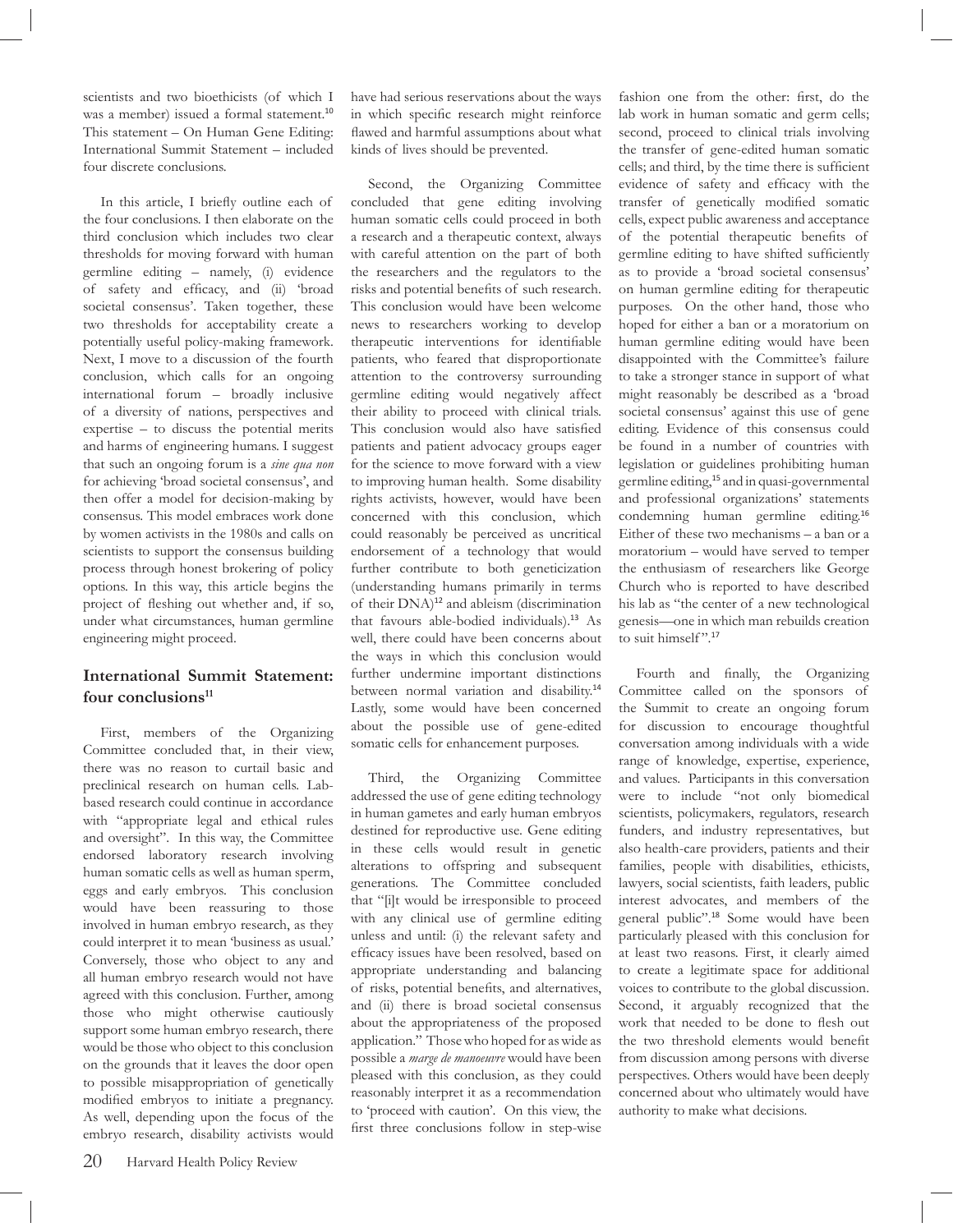scientists and two bioethicists (of which I was a member) issued a formal statement.[10] This statement – On Human Gene Editing: International Summit Statement – included four discrete conclusions.

In this article, I briefly outline each of the four conclusions. I then elaborate on the third conclusion which includes two clear thresholds for moving forward with human germline editing – namely, (i) evidence of safety and efficacy, and (ii) 'broad societal consensus'. Taken together, these two thresholds for acceptability create a potentially useful policy-making framework. Next, I move to a discussion of the fourth conclusion, which calls for an ongoing international forum – broadly inclusive of a diversity of nations, perspectives and expertise – to discuss the potential merits and harms of engineering humans. I suggest that such an ongoing forum is a *sine qua non* for achieving 'broad societal consensus', and then offer a model for decision-making by consensus. This model embraces work done by women activists in the 1980s and calls on scientists to support the consensus building process through honest brokering of policy options. In this way, this article begins the project of fleshing out whether and, if so, under what circumstances, human germline engineering might proceed.

## International Summit Statement: four conclusions[11]

First, members of the Organizing Committee concluded that, in their view, there was no reason to curtail basic and preclinical research on human cells. Lab-based research could continue in accordance with "appropriate legal and ethical rules and oversight". In this way, the Committee endorsed laboratory research involving human somatic cells as well as human sperm, eggs and early embryos. This conclusion would have been reassuring to those involved in human embryo research, as they could interpret it to mean 'business as usual.' Conversely, those who object to any and all human embryo research would not have agreed with this conclusion. Further, among those who might otherwise cautiously support some human embryo research, there would be those who object to this conclusion on the grounds that it leaves the door open to possible misappropriation of genetically modified embryos to initiate a pregnancy. As well, depending upon the focus of the embryo research, disability activists would have had serious reservations about the ways in which specific research might reinforce flawed and harmful assumptions about what kinds of lives should be prevented.

Second, the Organizing Committee concluded that gene editing involving human somatic cells could proceed in both a research and a therapeutic context, always with careful attention on the part of both the researchers and the regulators to the risks and potential benefits of such research. This conclusion would have been welcome news to researchers working to develop therapeutic interventions for identifiable patients, who feared that disproportionate attention to the controversy surrounding germline editing would negatively affect their ability to proceed with clinical trials. This conclusion would also have satisfied patients and patient advocacy groups eager for the science to move forward with a view to improving human health. Some disability rights activists, however, would have been concerned with this conclusion, which could reasonably be perceived as uncritical endorsement of a technology that would further contribute to both geneticization (understanding humans primarily in terms of their DNA)[12] and ableism (discrimination that favours able-bodied individuals).[13] As well, there could have been concerns about the ways in which this conclusion would further undermine important distinctions between normal variation and disability.[14] Lastly, some would have been concerned about the possible use of gene-edited somatic cells for enhancement purposes.

Third, the Organizing Committee addressed the use of gene editing technology in human gametes and early human embryos destined for reproductive use. Gene editing in these cells would result in genetic alterations to offspring and subsequent generations. The Committee concluded that "[i]t would be irresponsible to proceed with any clinical use of germline editing unless and until: (i) the relevant safety and efficacy issues have been resolved, based on appropriate understanding and balancing of risks, potential benefits, and alternatives, and (ii) there is broad societal consensus about the appropriateness of the proposed application." Those who hoped for as wide as possible a *marge de manoeuvre* would have been pleased with this conclusion, as they could reasonably interpret it as a recommendation to 'proceed with caution'. On this view, the first three conclusions follow in step-wise fashion one from the other: first, do the lab work in human somatic and germ cells; second, proceed to clinical trials involving the transfer of gene-edited human somatic cells; and third, by the time there is sufficient evidence of safety and efficacy with the transfer of genetically modified somatic cells, expect public awareness and acceptance of the potential therapeutic benefits of germline editing to have shifted sufficiently as to provide a 'broad societal consensus' on human germline editing for therapeutic purposes. On the other hand, those who hoped for either a ban or a moratorium on human germline editing would have been disappointed with the Committee's failure to take a stronger stance in support of what might reasonably be described as a 'broad societal consensus' against this use of gene editing. Evidence of this consensus could be found in a number of countries with legislation or guidelines prohibiting human germline editing,[15] and in quasi-governmental and professional organizations' statements condemning human germline editing.[16] Either of these two mechanisms – a ban or a moratorium – would have served to temper the enthusiasm of researchers like George Church who is reported to have described his lab as "the center of a new technological genesis—one in which man rebuilds creation to suit himself".[17]

Fourth and finally, the Organizing Committee called on the sponsors of the Summit to create an ongoing forum for discussion to encourage thoughtful conversation among individuals with a wide range of knowledge, expertise, experience, and values. Participants in this conversation were to include "not only biomedical scientists, policymakers, regulators, research funders, and industry representatives, but also health-care providers, patients and their families, people with disabilities, ethicists, lawyers, social scientists, faith leaders, public interest advocates, and members of the general public".[18] Some would have been particularly pleased with this conclusion for at least two reasons. First, it clearly aimed to create a legitimate space for additional voices to contribute to the global discussion. Second, it arguably recognized that the work that needed to be done to flesh out the two threshold elements would benefit from discussion among persons with diverse perspectives. Others would have been deeply concerned about who ultimately would have authority to make what decisions.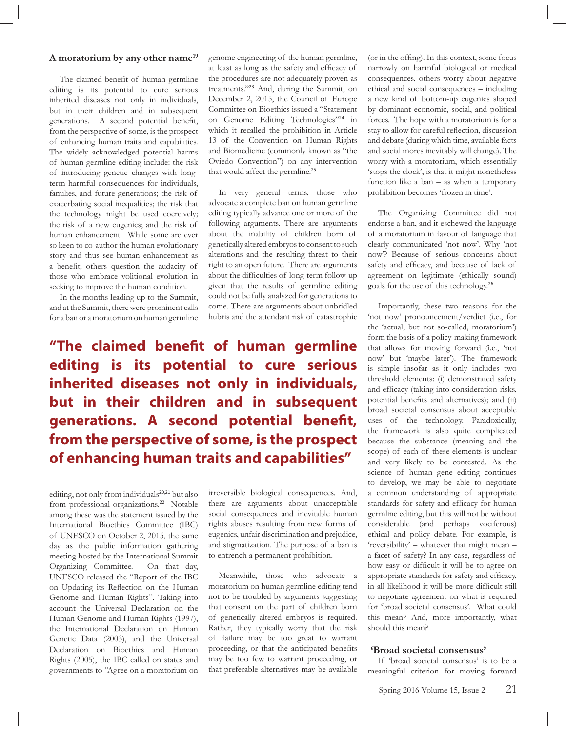## A moratorium by any other name[19]

The claimed benefit of human germline editing is its potential to cure serious inherited diseases not only in individuals, but in their children and in subsequent generations. A second potential benefit, from the perspective of some, is the prospect of enhancing human traits and capabilities. The widely acknowledged potential harms of human germline editing include: the risk of introducing genetic changes with long-term harmful consequences for individuals, families, and future generations; the risk of exacerbating social inequalities; the risk that the technology might be used coercively; the risk of a new eugenics; and the risk of human enhancement. While some are ever so keen to co-author the human evolutionary story and thus see human enhancement as a benefit, others question the audacity of those who embrace volitional evolution in seeking to improve the human condition.

In the months leading up to the Summit, and at the Summit, there were prominent calls for a ban or a moratorium on human germline editing, not only from individuals[20,21] but also from professional organizations.[22] Notable among these was the statement issued by the International Bioethics Committee (IBC) of UNESCO on October 2, 2015, the same day as the public information gathering meeting hosted by the International Summit Organizing Committee. On that day, UNESCO released the "Report of the IBC on Updating its Reflection on the Human Genome and Human Rights". Taking into account the Universal Declaration on the Human Genome and Human Rights (1997), the International Declaration on Human Genetic Data (2003), and the Universal Declaration on Bioethics and Human Rights (2005), the IBC called on states and governments to "Agree on a moratorium on genome engineering of the human germline, at least as long as the safety and efficacy of the procedures are not adequately proven as treatments."[23] And, during the Summit, on December 2, 2015, the Council of Europe Committee on Bioethics issued a "Statement on Genome Editing Technologies"[24] in which it recalled the prohibition in Article 13 of the Convention on Human Rights and Biomedicine (commonly known as "the Oviedo Convention") on any intervention that would affect the germline.[25]

In very general terms, those who advocate a complete ban on human germline editing typically advance one or more of the following arguments. There are arguments about the inability of children born of genetically altered embryos to consent to such alterations and the resulting threat to their right to an open future. There are arguments about the difficulties of long-term follow-up given that the results of germline editing could not be fully analyzed for generations to come. There are arguments about unbridled hubris and the attendant risk of catastrophic irreversible biological consequences. And, there are arguments about unacceptable social consequences and inevitable human rights abuses resulting from new forms of eugenics, unfair discrimination and prejudice, and stigmatization. The purpose of a ban is to entrench a permanent prohibition.

> **"The claimed benefit of human germline editing is its potential to cure serious inherited diseases not only in individuals, but in their children and in subsequent generations. A second potential benefit, from the perspective of some, is the prospect of enhancing human traits and capabilities"**

Meanwhile, those who advocate a moratorium on human germline editing tend not to be troubled by arguments suggesting that consent on the part of children born of genetically altered embryos is required. Rather, they typically worry that the risk of failure may be too great to warrant proceeding, or that the anticipated benefits may be too few to warrant proceeding, or that preferable alternatives may be available (or in the offing). In this context, some focus narrowly on harmful biological or medical consequences, others worry about negative ethical and social consequences – including a new kind of bottom-up eugenics shaped by dominant economic, social, and political forces. The hope with a moratorium is for a stay to allow for careful reflection, discussion and debate (during which time, available facts and social mores inevitably will change). The worry with a moratorium, which essentially 'stops the clock', is that it might nonetheless function like a ban – as when a temporary prohibition becomes 'frozen in time'.

The Organizing Committee did not endorse a ban, and it eschewed the language of a moratorium in favour of language that clearly communicated 'not now'. Why 'not now'? Because of serious concerns about safety and efficacy, and because of lack of agreement on legitimate (ethically sound) goals for the use of this technology.[26]

Importantly, these two reasons for the 'not now' pronouncement/verdict (i.e., for the 'actual, but not so-called, moratorium') form the basis of a policy-making framework that allows for moving forward (i.e., 'not now' but 'maybe later'). The framework is simple insofar as it only includes two threshold elements: (i) demonstrated safety and efficacy (taking into consideration risks, potential benefits and alternatives); and (ii) broad societal consensus about acceptable uses of the technology. Paradoxically, the framework is also quite complicated because the substance (meaning and the scope) of each of these elements is unclear and very likely to be contested. As the science of human gene editing continues to develop, we may be able to negotiate a common understanding of appropriate standards for safety and efficacy for human germline editing, but this will not be without considerable (and perhaps vociferous) ethical and policy debate. For example, is 'reversibility' – whatever that might mean – a facet of safety? In any case, regardless of how easy or difficult it will be to agree on appropriate standards for safety and efficacy, in all likelihood it will be more difficult still to negotiate agreement on what is required for 'broad societal consensus'. What could this mean? And, more importantly, what should this mean?

## 'Broad societal consensus'

If 'broad societal consensus' is to be a meaningful criterion for moving forward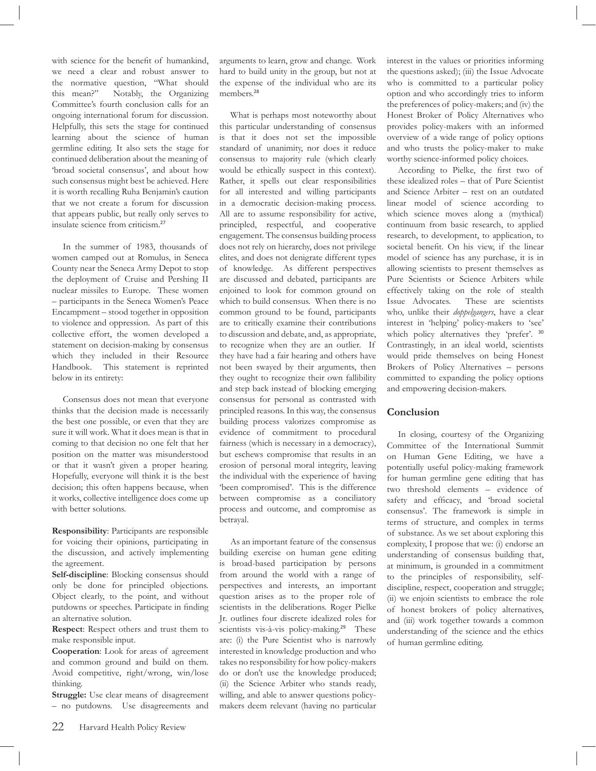with science for the benefit of humankind, we need a clear and robust answer to the normative question, "What should this mean?" Notably, the Organizing Committee's fourth conclusion calls for an ongoing international forum for discussion. Helpfully, this sets the stage for continued learning about the science of human germline editing. It also sets the stage for continued deliberation about the meaning of 'broad societal consensus', and about how such consensus might best be achieved. Here it is worth recalling Ruha Benjamin's caution that we not create a forum for discussion that appears public, but really only serves to insulate science from criticism.[27]

In the summer of 1983, thousands of women camped out at Romulus, in Seneca County near the Seneca Army Depot to stop the deployment of Cruise and Pershing II nuclear missiles to Europe. These women – participants in the Seneca Women's Peace Encampment – stood together in opposition to violence and oppression. As part of this collective effort, the women developed a statement on decision-making by consensus which they included in their Resource Handbook. This statement is reprinted below in its entirety:

Consensus does not mean that everyone thinks that the decision made is necessarily the best one possible, or even that they are sure it will work. What it does mean is that in coming to that decision no one felt that her position on the matter was misunderstood or that it wasn't given a proper hearing. Hopefully, everyone will think it is the best decision; this often happens because, when it works, collective intelligence does come up with better solutions.

**Responsibility**: Participants are responsible for voicing their opinions, participating in the discussion, and actively implementing the agreement.

**Self-discipline**: Blocking consensus should only be done for principled objections. Object clearly, to the point, and without putdowns or speeches. Participate in finding an alternative solution.

**Respect**: Respect others and trust them to make responsible input.

**Cooperation**: Look for areas of agreement and common ground and build on them. Avoid competitive, right/wrong, win/lose thinking.

**Struggle:** Use clear means of disagreement – no putdowns. Use disagreements and arguments to learn, grow and change. Work hard to build unity in the group, but not at the expense of the individual who are its members.[28]

What is perhaps most noteworthy about this particular understanding of consensus is that it does not set the impossible standard of unanimity, nor does it reduce consensus to majority rule (which clearly would be ethically suspect in this context). Rather, it spells out clear responsibilities for all interested and willing participants in a democratic decision-making process. All are to assume responsibility for active, principled, respectful, and cooperative engagement. The consensus building process does not rely on hierarchy, does not privilege elites, and does not denigrate different types of knowledge. As different perspectives are discussed and debated, participants are enjoined to look for common ground on which to build consensus. When there is no common ground to be found, participants are to critically examine their contributions to discussion and debate, and, as appropriate, to recognize when they are an outlier. If they have had a fair hearing and others have not been swayed by their arguments, then they ought to recognize their own fallibility and step back instead of blocking emerging consensus for personal as contrasted with principled reasons. In this way, the consensus building process valorizes compromise as evidence of commitment to procedural fairness (which is necessary in a democracy), but eschews compromise that results in an erosion of personal moral integrity, leaving the individual with the experience of having 'been compromised'. This is the difference between compromise as a conciliatory process and outcome, and compromise as betrayal.

As an important feature of the consensus building exercise on human gene editing is broad-based participation by persons from around the world with a range of perspectives and interests, an important question arises as to the proper role of scientists in the deliberations. Roger Pielke Jr. outlines four discrete idealized roles for scientists vis-à-vis policy-making.[29] These are: (i) the Pure Scientist who is narrowly interested in knowledge production and who takes no responsibility for how policy-makers do or don't use the knowledge produced; (ii) the Science Arbiter who stands ready, willing, and able to answer questions policy-makers deem relevant (having no particular interest in the values or priorities informing the questions asked); (iii) the Issue Advocate who is committed to a particular policy option and who accordingly tries to inform the preferences of policy-makers; and (iv) the Honest Broker of Policy Alternatives who provides policy-makers with an informed overview of a wide range of policy options and who trusts the policy-maker to make worthy science-informed policy choices.

According to Pielke, the first two of these idealized roles – that of Pure Scientist and Science Arbiter – rest on an outdated linear model of science according to which science moves along a (mythical) continuum from basic research, to applied research, to development, to application, to societal benefit. On his view, if the linear model of science has any purchase, it is in allowing scientists to present themselves as Pure Scientists or Science Arbiters while effectively taking on the role of stealth Issue Advocates. These are scientists who, unlike their *doppelgangers*, have a clear interest in 'helping' policy-makers to 'see' which policy alternatives they 'prefer'.[30] Contrastingly, in an ideal world, scientists would pride themselves on being Honest Brokers of Policy Alternatives – persons committed to expanding the policy options and empowering decision-makers.

## Conclusion

In closing, courtesy of the Organizing Committee of the International Summit on Human Gene Editing, we have a potentially useful policy-making framework for human germline gene editing that has two threshold elements – evidence of safety and efficacy, and 'broad societal consensus'. The framework is simple in terms of structure, and complex in terms of substance. As we set about exploring this complexity, I propose that we: (i) endorse an understanding of consensus building that, at minimum, is grounded in a commitment to the principles of responsibility, self-discipline, respect, cooperation and struggle; (ii) we enjoin scientists to embrace the role of honest brokers of policy alternatives, and (iii) work together towards a common understanding of the science and the ethics of human germline editing.